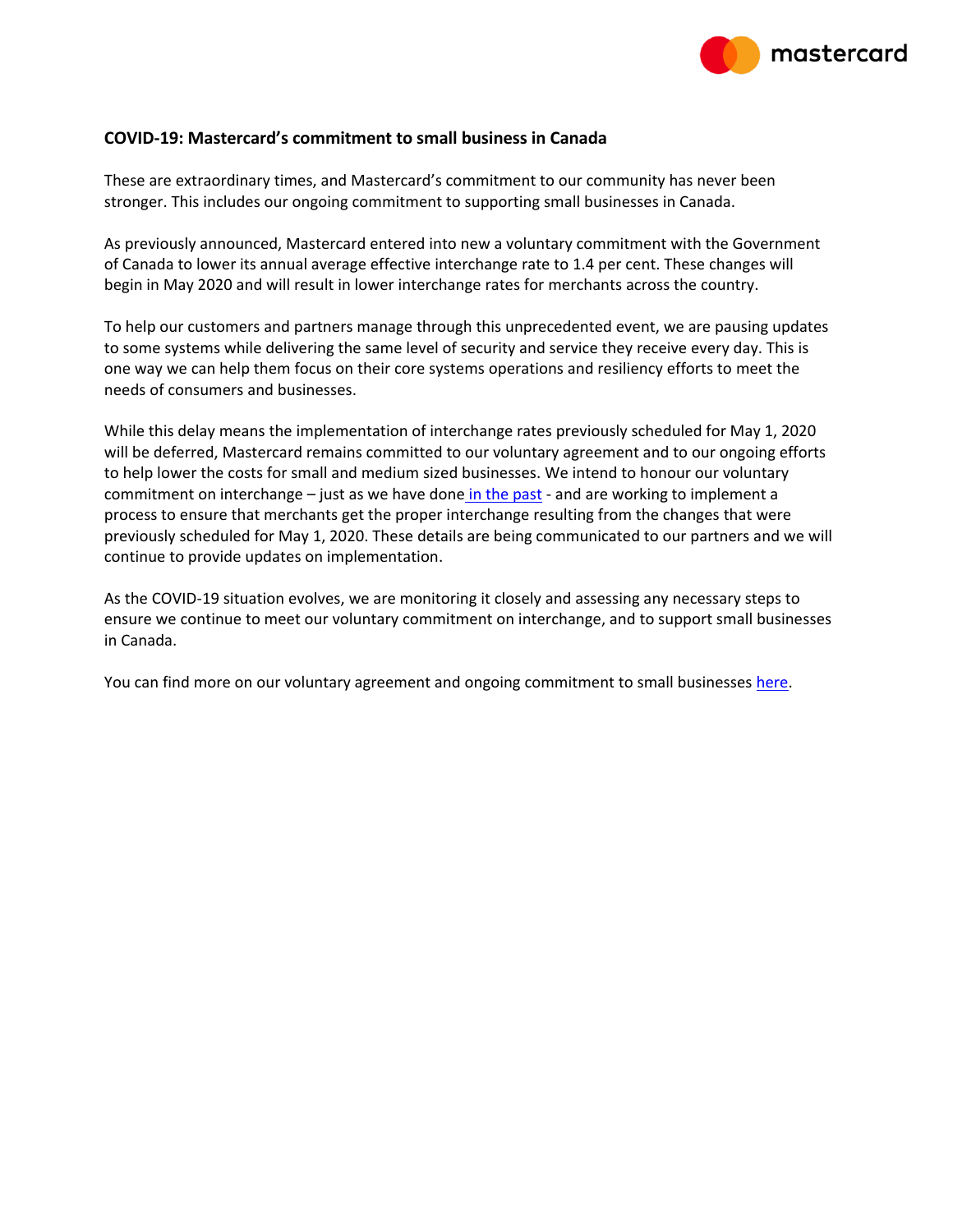**COVID-19: Mastercard's commitment to small business in Canada**

These are extraordinary times, and Mastercard's commitment to our community has never been stronger. This includes our ongoing commitment to supporting small businesses in Canada.

As previously announced, Mastercard entered into new a voluntary commitment with the Government of Canada to lower its annual average effective interchange rate to 1.4 per cent. These changes will begin in May 2020 and will result in lower interchange rates for merchants across the country.

To help our customers and partners manage through this unprecedented event, we are pausing updates to some systems while delivering the same level of security and service they receive every day. This is one way we can help them focus on their core systems operations and resiliency efforts to meet the needs of consumers and businesses.

While this delay means the implementation of interchange rates previously scheduled for May 1, 2020 will be deferred, Mastercard remains committed to our voluntary agreement and to our ongoing efforts to help lower the costs for small and medium sized businesses. We intend to honour our voluntary commitment on interchange – just as we have done in the past - and are working to implement a process to ensure that merchants get the proper interchange resulting from the changes that were previously scheduled for May 1, 2020. These details are being communicated to our partners and we will continue to provide updates on implementation.

As the COVID-19 situation evolves, we are monitoring it closely and assessing any necessary steps to ensure we continue to meet our voluntary commitment on interchange, and to support small businesses in Canada.

You can find more on our voluntary agreement and ongoing commitment to small businesses here.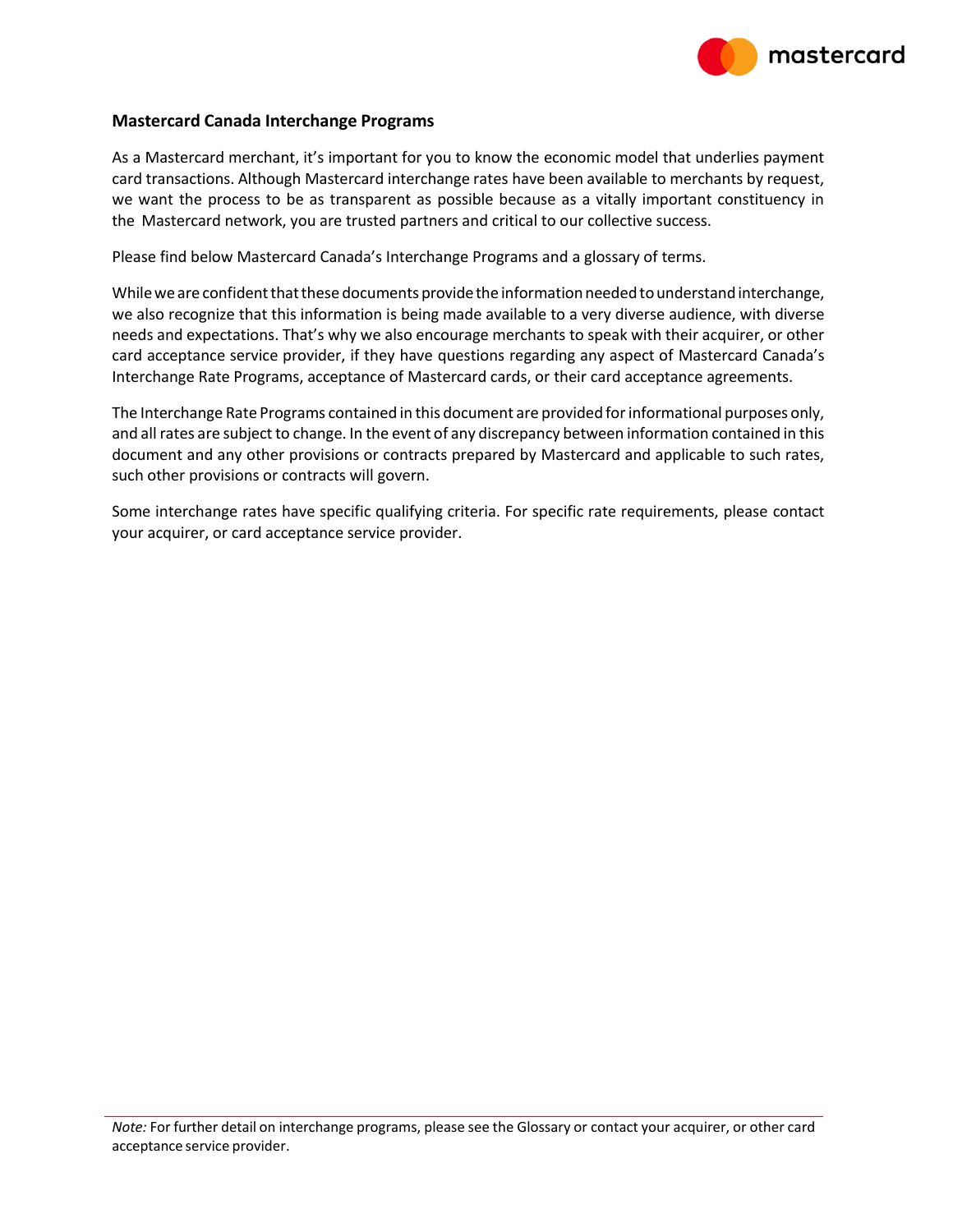## Mastercard Canada Interchange Programs

As a Mastercard merchant, it's important for you to know the economic model that underlies payment card transactions. Although Mastercard interchange rates have been available to merchants by request, we want the process to be as transparent as possible because as a vitally important constituency in the Mastercard network, you are trusted partners and critical to our collective success.

Please find below Mastercard Canada's Interchange Programs and a glossary of terms.

While we are confident that these documents provide the information needed to understand interchange, we also recognize that this information is being made available to a very diverse audience, with diverse needs and expectations. That's why we also encourage merchants to speak with their acquirer, or other card acceptance service provider, if they have questions regarding any aspect of Mastercard Canada's Interchange Rate Programs, acceptance of Mastercard cards, or their card acceptance agreements.

The Interchange Rate Programs contained in this document are provided for informational purposes only, and all rates are subject to change. In the event of any discrepancy between information contained in this document and any other provisions or contracts prepared by Mastercard and applicable to such rates, such other provisions or contracts will govern.

Some interchange rates have specific qualifying criteria. For specific rate requirements, please contact your acquirer, or card acceptance service provider.

*Note:* For further detail on interchange programs, please see the Glossary or contact your acquirer, or other card acceptance service provider.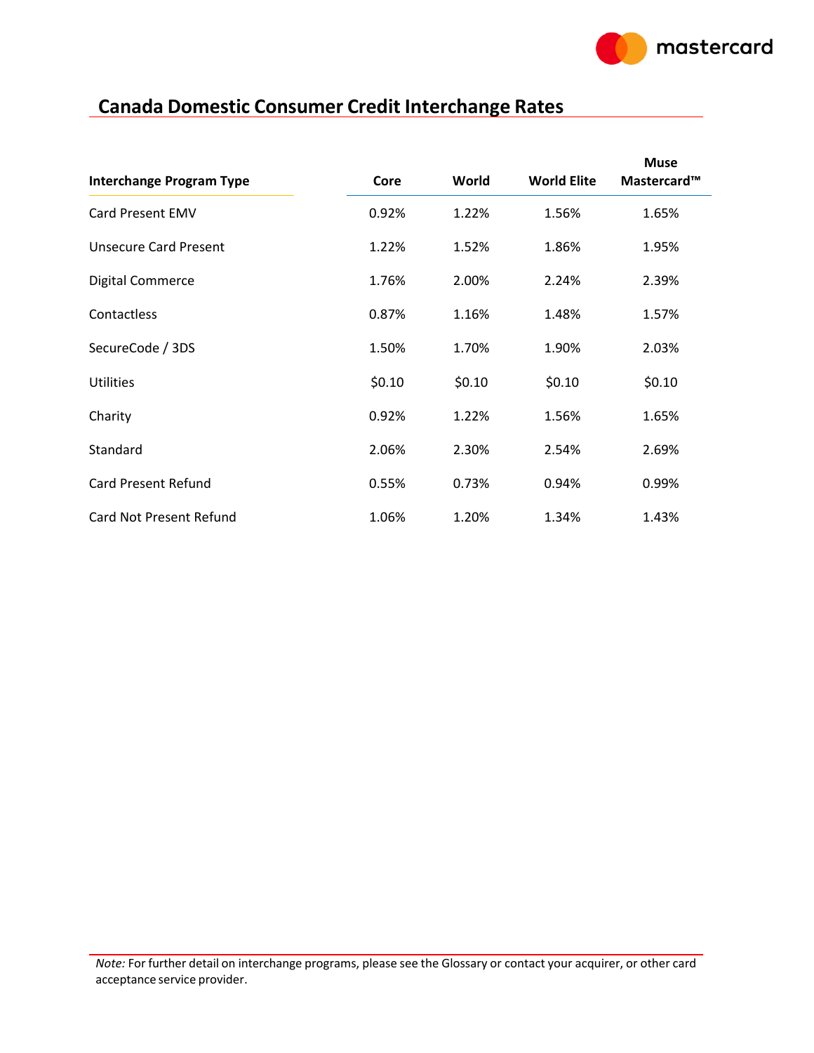# Canada Domestic Consumer Credit Interchange Rates

| Interchange Program Type | Core | World | World Elite | Muse Mastercard™ |
|---|---|---|---|---|
| Card Present EMV | 0.92% | 1.22% | 1.56% | 1.65% |
| Unsecure Card Present | 1.22% | 1.52% | 1.86% | 1.95% |
| Digital Commerce | 1.76% | 2.00% | 2.24% | 2.39% |
| Contactless | 0.87% | 1.16% | 1.48% | 1.57% |
| SecureCode / 3DS | 1.50% | 1.70% | 1.90% | 2.03% |
| Utilities | $0.10 | $0.10 | $0.10 | $0.10 |
| Charity | 0.92% | 1.22% | 1.56% | 1.65% |
| Standard | 2.06% | 2.30% | 2.54% | 2.69% |
| Card Present Refund | 0.55% | 0.73% | 0.94% | 0.99% |
| Card Not Present Refund | 1.06% | 1.20% | 1.34% | 1.43% |

*Note:* For further detail on interchange programs, please see the Glossary or contact your acquirer, or other card acceptance service provider.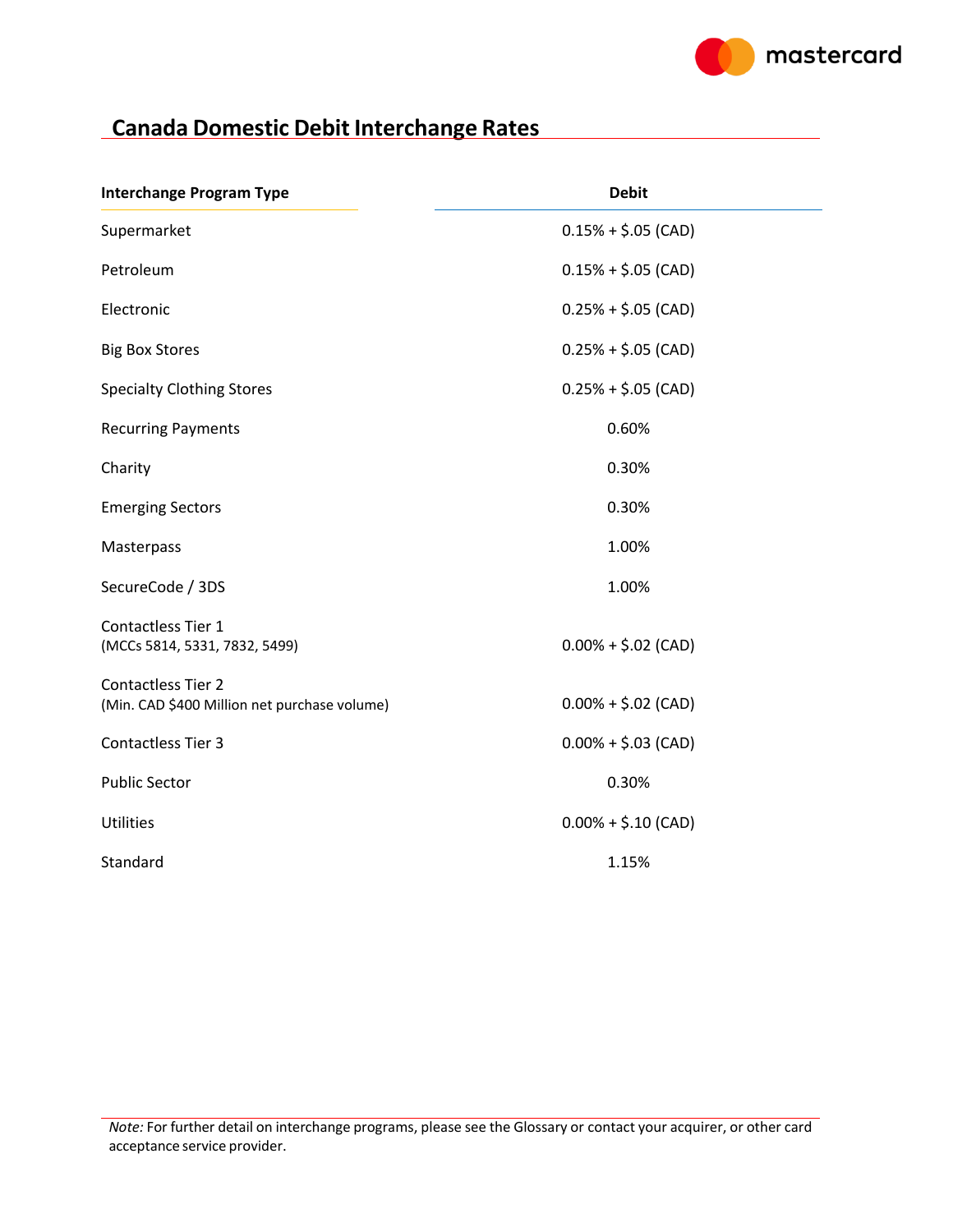# Canada Domestic Debit Interchange Rates

| Interchange Program Type | Debit |
|---|---|
| Supermarket | 0.15% + $.05 (CAD) |
| Petroleum | 0.15% + $.05 (CAD) |
| Electronic | 0.25% + $.05 (CAD) |
| Big Box Stores | 0.25% + $.05 (CAD) |
| Specialty Clothing Stores | 0.25% + $.05 (CAD) |
| Recurring Payments | 0.60% |
| Charity | 0.30% |
| Emerging Sectors | 0.30% |
| Masterpass | 1.00% |
| SecureCode / 3DS | 1.00% |
| Contactless Tier 1 (MCCs 5814, 5331, 7832, 5499) | 0.00% + $.02 (CAD) |
| Contactless Tier 2 (Min. CAD $400 Million net purchase volume) | 0.00% + $.02 (CAD) |
| Contactless Tier 3 | 0.00% + $.03 (CAD) |
| Public Sector | 0.30% |
| Utilities | 0.00% + $.10 (CAD) |
| Standard | 1.15% |

*Note:* For further detail on interchange programs, please see the Glossary or contact your acquirer, or other card acceptance service provider.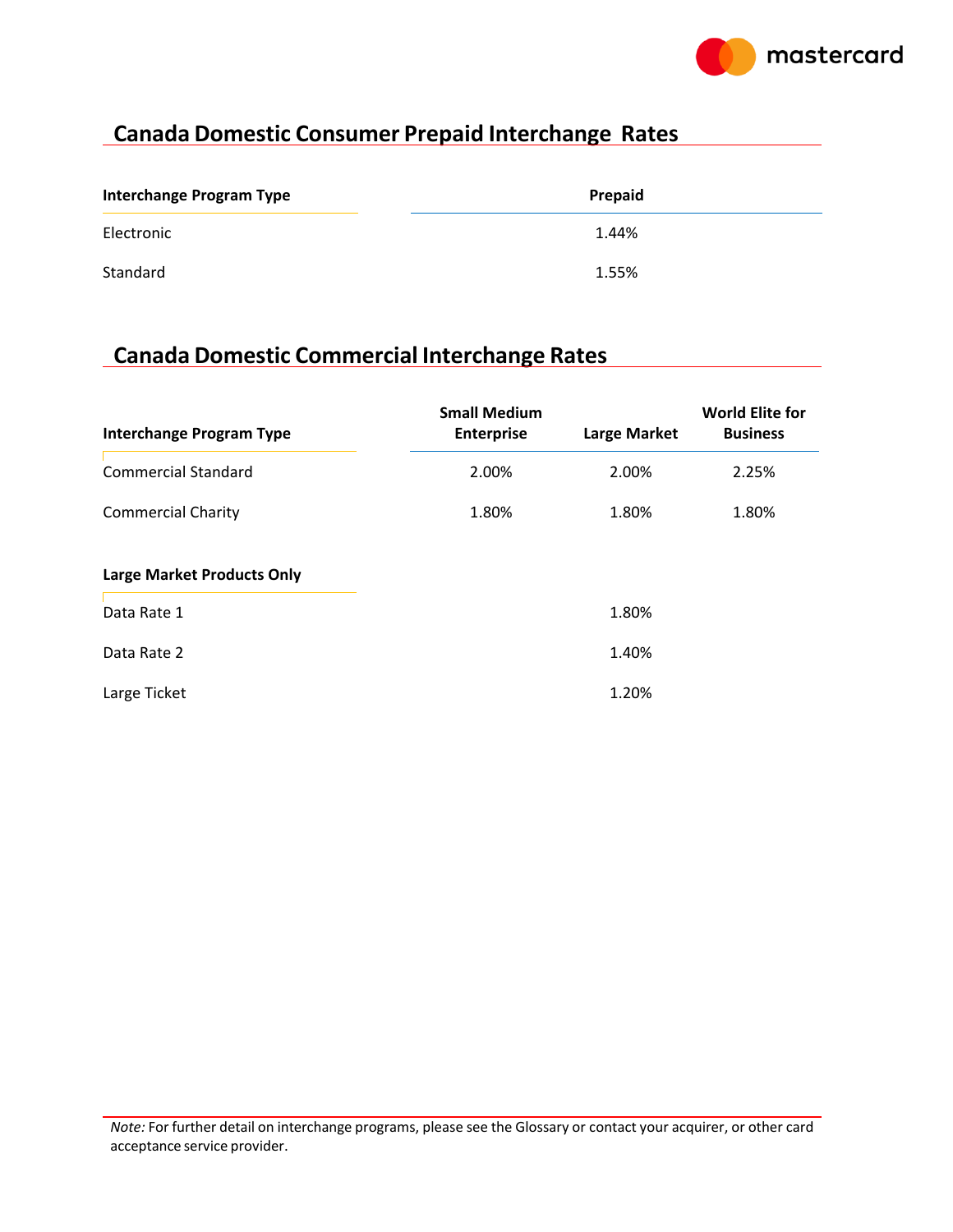## Canada Domestic Consumer Prepaid Interchange Rates

| Interchange Program Type | Prepaid |
|---|---|
| Electronic | 1.44% |
| Standard | 1.55% |

## Canada Domestic Commercial Interchange Rates

| Interchange Program Type | Small Medium Enterprise | Large Market | World Elite for Business |
|---|---|---|---|
| Commercial Standard | 2.00% | 2.00% | 2.25% |
| Commercial Charity | 1.80% | 1.80% | 1.80% |
| **Large Market Products Only** | | | |
| Data Rate 1 | | 1.80% | |
| Data Rate 2 | | 1.40% | |
| Large Ticket | | 1.20% | |

*Note:* For further detail on interchange programs, please see the Glossary or contact your acquirer, or other card acceptance service provider.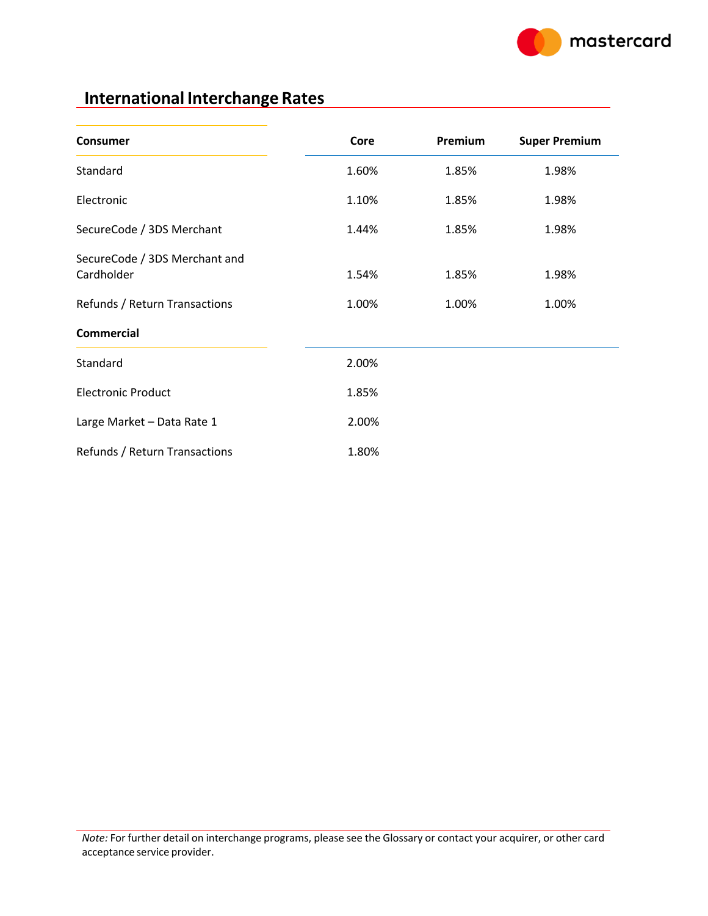## International Interchange Rates

| Consumer | Core | Premium | Super Premium |
|---|---|---|---|
| Standard | 1.60% | 1.85% | 1.98% |
| Electronic | 1.10% | 1.85% | 1.98% |
| SecureCode / 3DS Merchant | 1.44% | 1.85% | 1.98% |
| SecureCode / 3DS Merchant and Cardholder | 1.54% | 1.85% | 1.98% |
| Refunds / Return Transactions | 1.00% | 1.00% | 1.00% |
| **Commercial** | | | |
| Standard | 2.00% | | |
| Electronic Product | 1.85% | | |
| Large Market – Data Rate 1 | 2.00% | | |
| Refunds / Return Transactions | 1.80% | | |

*Note:* For further detail on interchange programs, please see the Glossary or contact your acquirer, or other card acceptance service provider.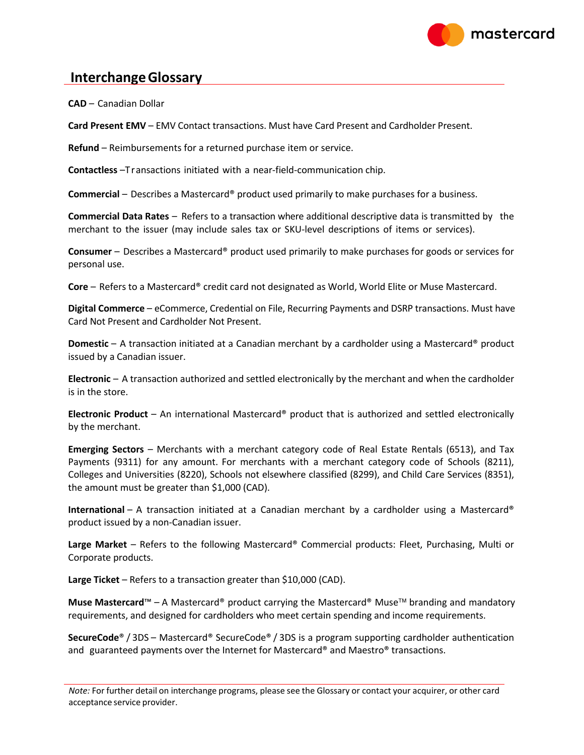## Interchange Glossary

**CAD** – Canadian Dollar

**Card Present EMV** – EMV Contact transactions. Must have Card Present and Cardholder Present.

**Refund** – Reimbursements for a returned purchase item or service.

**Contactless** –Transactions initiated with a near-field-communication chip.

**Commercial** – Describes a Mastercard® product used primarily to make purchases for a business.

**Commercial Data Rates** – Refers to a transaction where additional descriptive data is transmitted by the merchant to the issuer (may include sales tax or SKU-level descriptions of items or services).

**Consumer** – Describes a Mastercard® product used primarily to make purchases for goods or services for personal use.

**Core** – Refers to a Mastercard® credit card not designated as World, World Elite or Muse Mastercard.

**Digital Commerce** – eCommerce, Credential on File, Recurring Payments and DSRP transactions. Must have Card Not Present and Cardholder Not Present.

**Domestic** – A transaction initiated at a Canadian merchant by a cardholder using a Mastercard® product issued by a Canadian issuer.

**Electronic** – A transaction authorized and settled electronically by the merchant and when the cardholder is in the store.

**Electronic Product** – An international Mastercard® product that is authorized and settled electronically by the merchant.

**Emerging Sectors** – Merchants with a merchant category code of Real Estate Rentals (6513), and Tax Payments (9311) for any amount. For merchants with a merchant category code of Schools (8211), Colleges and Universities (8220), Schools not elsewhere classified (8299), and Child Care Services (8351), the amount must be greater than $1,000 (CAD).

**International** – A transaction initiated at a Canadian merchant by a cardholder using a Mastercard® product issued by a non-Canadian issuer.

**Large Market** – Refers to the following Mastercard® Commercial products: Fleet, Purchasing, Multi or Corporate products.

**Large Ticket** – Refers to a transaction greater than $10,000 (CAD).

**Muse Mastercard™** – A Mastercard® product carrying the Mastercard® Muse™ branding and mandatory requirements, and designed for cardholders who meet certain spending and income requirements.

**SecureCode**® / 3DS – Mastercard® SecureCode® / 3DS is a program supporting cardholder authentication and guaranteed payments over the Internet for Mastercard® and Maestro® transactions.

*Note:* For further detail on interchange programs, please see the Glossary or contact your acquirer, or other card acceptance service provider.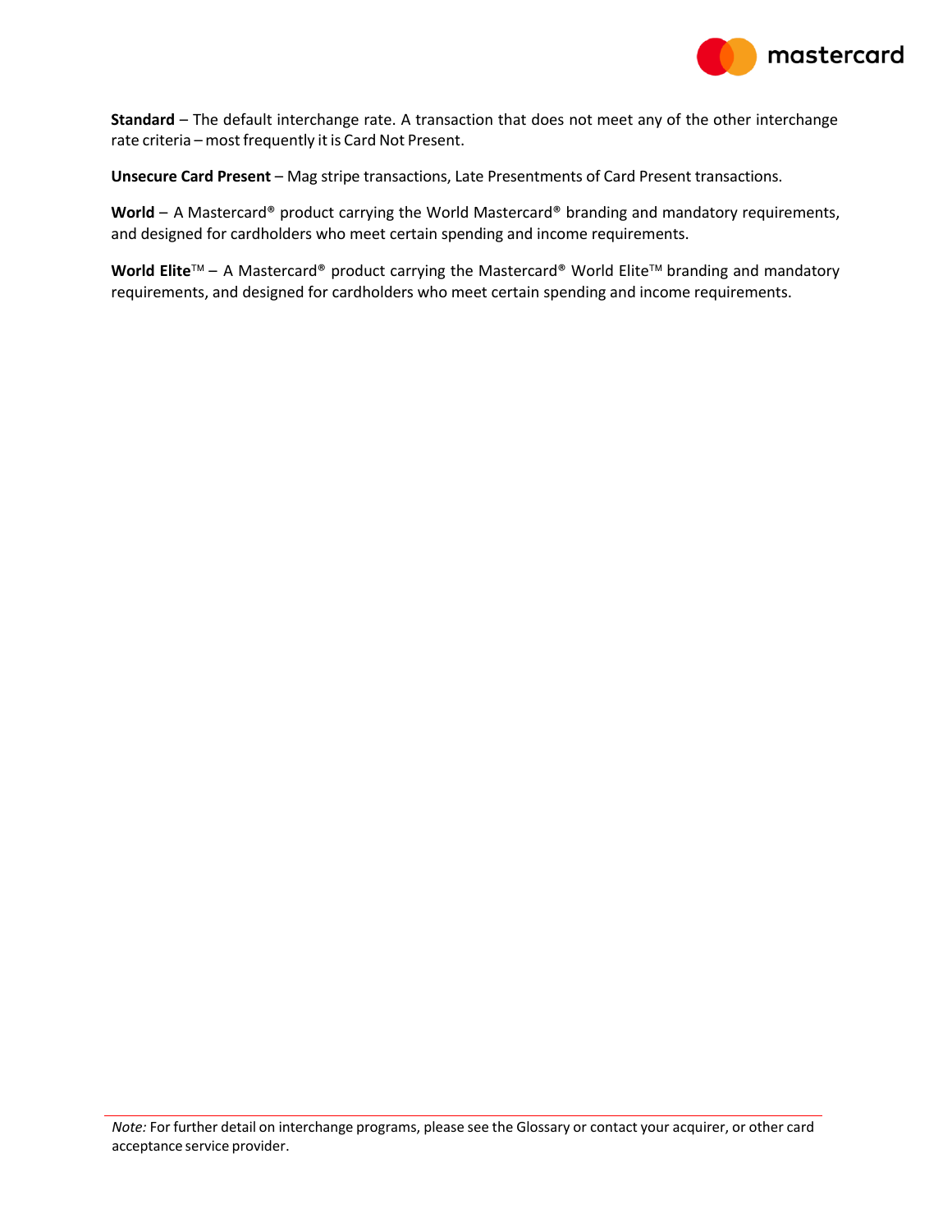**Standard** – The default interchange rate. A transaction that does not meet any of the other interchange rate criteria – most frequently it is Card Not Present.

**Unsecure Card Present** – Mag stripe transactions, Late Presentments of Card Present transactions.

**World** – A Mastercard® product carrying the World Mastercard® branding and mandatory requirements, and designed for cardholders who meet certain spending and income requirements.

**World Elite**™ – A Mastercard® product carrying the Mastercard® World Elite™ branding and mandatory requirements, and designed for cardholders who meet certain spending and income requirements.

*Note:* For further detail on interchange programs, please see the Glossary or contact your acquirer, or other card acceptance service provider.